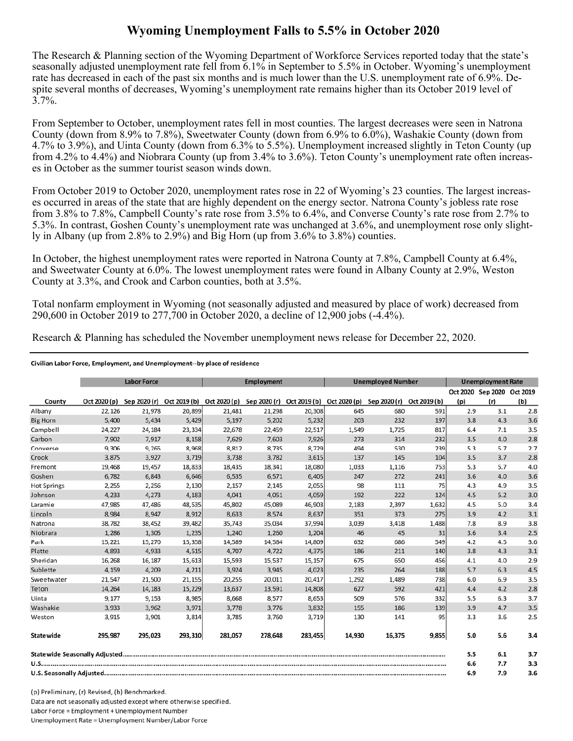# Wyoming Unemployment Falls to 5.5% in October 2020

The Research & Planning section of the Wyoming Department of Workforce Services reported today that the state's seasonally adjusted unemployment rate fell from 6.1% in September to 5.5% in October. Wyoming's unemployment rate has decreased in each of the past six months and is much lower than the U.S. unemployment rate of 6.9%. Despite several months of decreases, Wyoming's unemployment rate remains higher than its October 2019 level of 3.7%.

From September to October, unemployment rates fell in most counties. The largest decreases were seen in Natrona County (down from 8.9% to 7.8%), Sweetwater County (down from 6.9% to 6.0%), Washakie County (down from 4.7% to 3.9%), and Uinta County (down from 6.3% to 5.5%). Unemployment increased slightly in Teton County (up from 4.2% to 4.4%) and Niobrara County (up from 3.4% to 3.6%). Teton County's unemployment rate often increases in October as the summer tourist season winds down.

From October 2019 to October 2020, unemployment rates rose in 22 of Wyoming's 23 counties. The largest increases occurred in areas of the state that are highly dependent on the energy sector. Natrona County's jobless rate rose from 3.8% to 7.8%, Campbell County's rate rose from 3.5% to 6.4%, and Converse County's rate rose from 2.7% to 5.3%. In contrast, Goshen County's unemployment rate was unchanged at 3.6%, and unemployment rose only slightly in Albany (up from 2.8% to 2.9%) and Big Horn (up from 3.6% to 3.8%) counties.

In October, the highest unemployment rates were reported in Natrona County at 7.8%, Campbell County at 6.4%, and Sweetwater County at 6.0%. The lowest unemployment rates were found in Albany County at 2.9%, Weston County at 3.3%, and Crook and Carbon counties, both at 3.5%.

Total nonfarm employment in Wyoming (not seasonally adjusted and measured by place of work) decreased from 290,600 in October 2019 to 277,700 in October 2020, a decline of 12,900 jobs (-4.4%).

Research & Planning has scheduled the November unemployment news release for December 22, 2020.

**Civilian Labor Force, Employment, and Unemployment--by place of residence**

| | Labor Force | | | Employment | | | Unemployed Number | | | Unemployment Rate | | |
|---|---|---|---|---|---|---|---|---|---|---|---|---|
| County | Oct 2020 (p) | Sep 2020 (r) | Oct 2019 (b) | Oct 2020 (p) | Sep 2020 (r) | Oct 2019 (b) | Oct 2020 (p) | Sep 2020 (r) | Oct 2019 (b) | Oct 2020 (p) | Sep 2020 (r) | Oct 2019 (b) |
| Albany | 22,126 | 21,978 | 20,899 | 21,481 | 21,298 | 20,308 | 645 | 680 | 591 | 2.9 | 3.1 | 2.8 |
| Big Horn | 5,400 | 5,434 | 5,429 | 5,197 | 5,202 | 5,232 | 203 | 232 | 197 | 3.8 | 4.3 | 3.6 |
| Campbell | 24,227 | 24,184 | 23,334 | 22,678 | 22,459 | 22,517 | 1,549 | 1,725 | 817 | 6.4 | 7.1 | 3.5 |
| Carbon | 7,902 | 7,917 | 8,158 | 7,629 | 7,603 | 7,926 | 273 | 314 | 232 | 3.5 | 4.0 | 2.8 |
| Converse | 9,306 | 9,265 | 8,968 | 8,812 | 8,735 | 8,729 | 494 | 530 | 239 | 5.3 | 5.7 | 2.7 |
| Crook | 3,875 | 3,927 | 3,719 | 3,738 | 3,782 | 3,615 | 137 | 145 | 104 | 3.5 | 3.7 | 2.8 |
| Fremont | 19,468 | 19,457 | 18,833 | 18,435 | 18,341 | 18,080 | 1,033 | 1,116 | 753 | 5.3 | 5.7 | 4.0 |
| Goshen | 6,782 | 6,843 | 6,646 | 6,535 | 6,571 | 6,405 | 247 | 272 | 241 | 3.6 | 4.0 | 3.6 |
| Hot Springs | 2,255 | 2,256 | 2,130 | 2,157 | 2,145 | 2,055 | 98 | 111 | 75 | 4.3 | 4.9 | 3.5 |
| Johnson | 4,233 | 4,273 | 4,183 | 4,041 | 4,051 | 4,059 | 192 | 222 | 124 | 4.5 | 5.2 | 3.0 |
| Laramie | 47,985 | 47,486 | 48,535 | 45,802 | 45,089 | 46,903 | 2,183 | 2,397 | 1,632 | 4.5 | 5.0 | 3.4 |
| Lincoln | 8,984 | 8,947 | 8,912 | 8,633 | 8,574 | 8,637 | 351 | 373 | 275 | 3.9 | 4.2 | 3.1 |
| Natrona | 38,782 | 38,452 | 39,482 | 35,743 | 35,034 | 37,994 | 3,039 | 3,418 | 1,488 | 7.8 | 8.9 | 3.8 |
| Niobrara | 1,286 | 1,305 | 1,235 | 1,240 | 1,260 | 1,204 | 46 | 45 | 31 | 3.6 | 3.4 | 2.5 |
| Park | 15,221 | 15,270 | 15,358 | 14,589 | 14,584 | 14,809 | 632 | 686 | 549 | 4.2 | 4.5 | 3.6 |
| Platte | 4,893 | 4,933 | 4,515 | 4,707 | 4,722 | 4,375 | 186 | 211 | 140 | 3.8 | 4.3 | 3.1 |
| Sheridan | 16,268 | 16,187 | 15,613 | 15,593 | 15,537 | 15,157 | 675 | 650 | 456 | 4.1 | 4.0 | 2.9 |
| Sublette | 4,159 | 4,209 | 4,211 | 3,924 | 3,945 | 4,023 | 235 | 264 | 188 | 5.7 | 6.3 | 4.5 |
| Sweetwater | 21,547 | 21,500 | 21,155 | 20,255 | 20,011 | 20,417 | 1,292 | 1,489 | 738 | 6.0 | 6.9 | 3.5 |
| Teton | 14,264 | 14,183 | 15,229 | 13,637 | 13,591 | 14,808 | 627 | 592 | 421 | 4.4 | 4.2 | 2.8 |
| Uinta | 9,177 | 9,153 | 8,985 | 8,668 | 8,577 | 8,653 | 509 | 576 | 332 | 5.5 | 6.3 | 3.7 |
| Washakie | 3,933 | 3,962 | 3,971 | 3,778 | 3,776 | 3,832 | 155 | 186 | 139 | 3.9 | 4.7 | 3.5 |
| Weston | 3,915 | 3,901 | 3,814 | 3,785 | 3,760 | 3,719 | 130 | 141 | 95 | 3.3 | 3.6 | 2.5 |
| **Statewide** | **295,987** | **295,023** | **293,310** | **281,057** | **278,648** | **283,455** | **14,930** | **16,375** | **9,855** | **5.0** | **5.6** | **3.4** |
| **Statewide Seasonally Adjusted** | | | | | | | | | | **5.5** | **6.1** | **3.7** |
| **U.S.** | | | | | | | | | | **6.6** | **7.7** | **3.3** |
| **U.S. Seasonally Adjusted** | | | | | | | | | | **6.9** | **7.9** | **3.6** |

(p) Preliminary, (r) Revised, (b) Benchmarked.
Data are not seasonally adjusted except where otherwise specified.
Labor Force = Employment + Unemployment Number
Unemployment Rate = Unemployment Number/Labor Force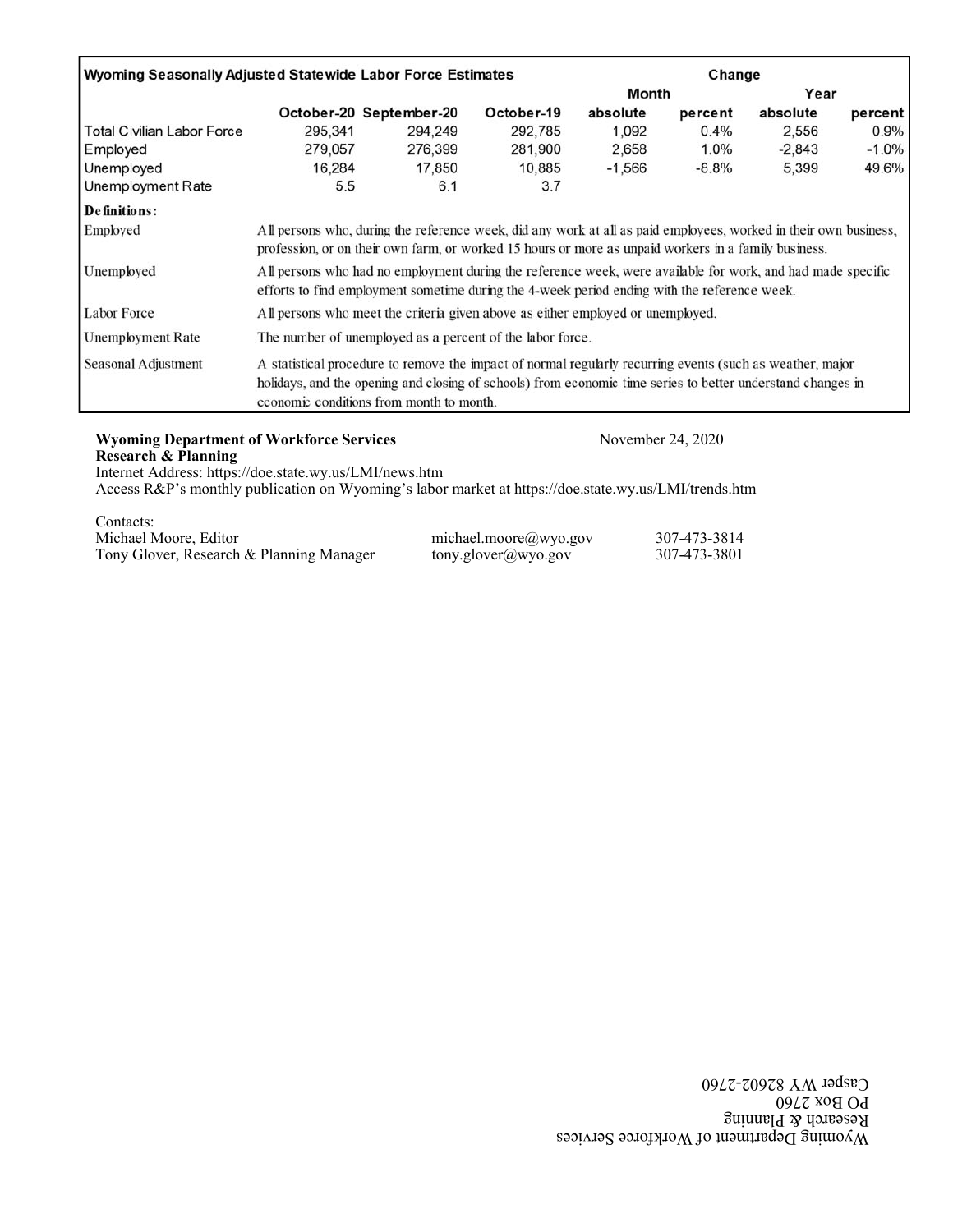| Wyoming Seasonally Adjusted Statewide Labor Force Estimates | | | | Change | | | |
|---|---|---|---|---|---|---|---|
| | | | | Month | | Year | |
| | October-20 | September-20 | October-19 | absolute | percent | absolute | percent |
| Total Civilian Labor Force | 295,341 | 294,249 | 292,785 | 1,092 | 0.4% | 2,556 | 0.9% |
| Employed | 279,057 | 276,399 | 281,900 | 2,658 | 1.0% | -2,843 | -1.0% |
| Unemployed | 16,284 | 17,850 | 10,885 | -1,566 | -8.8% | 5,399 | 49.6% |
| Unemployment Rate | 5.5 | 6.1 | 3.7 | | | | |

**Definitions:**

| | |
|---|---|
| Employed | All persons who, during the reference week, did any work at all as paid employees, worked in their own business, profession, or on their own farm, or worked 15 hours or more as unpaid workers in a family business. |
| Unemployed | All persons who had no employment during the reference week, were available for work, and had made specific efforts to find employment sometime during the 4-week period ending with the reference week. |
| Labor Force | All persons who meet the criteria given above as either employed or unemployed. |
| Unemployment Rate | The number of unemployed as a percent of the labor force. |
| Seasonal Adjustment | A statistical procedure to remove the impact of normal regularly recurring events (such as weather, major holidays, and the opening and closing of schools) from economic time series to better understand changes in economic conditions from month to month. |

**Wyoming Department of Workforce Services**
**Research & Planning**
November 24, 2020

Internet Address: https://doe.state.wy.us/LMI/news.htm
Access R&P's monthly publication on Wyoming's labor market at https://doe.state.wy.us/LMI/trends.htm

Contacts:

| | | |
|---|---|---|
| Michael Moore, Editor | michael.moore@wyo.gov | 307-473-3814 |
| Tony Glover, Research & Planning Manager | tony.glover@wyo.gov | 307-473-3801 |

Wyoming Department of Workforce Services
Research & Planning
PO Box 2760
Casper WY 82602-2760